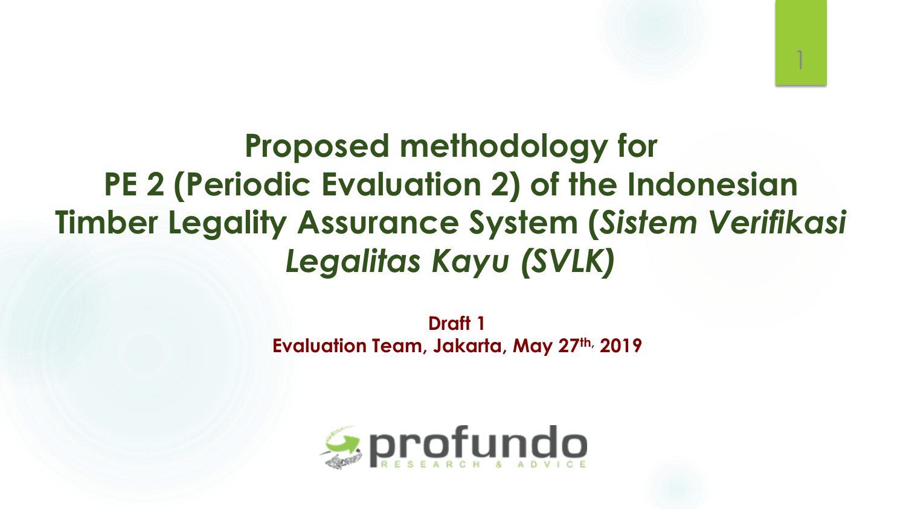# Proposed methodology for PE 2 (Periodic Evaluation 2) of the Indonesian Timber Legality Assurance System (*Sistem Verifikasi Legalitas Kayu (SVLK)*

**Draft 1**

**Evaluation Team, Jakarta, May 27th, 2019**

profundo

RESEARCH & ADVICE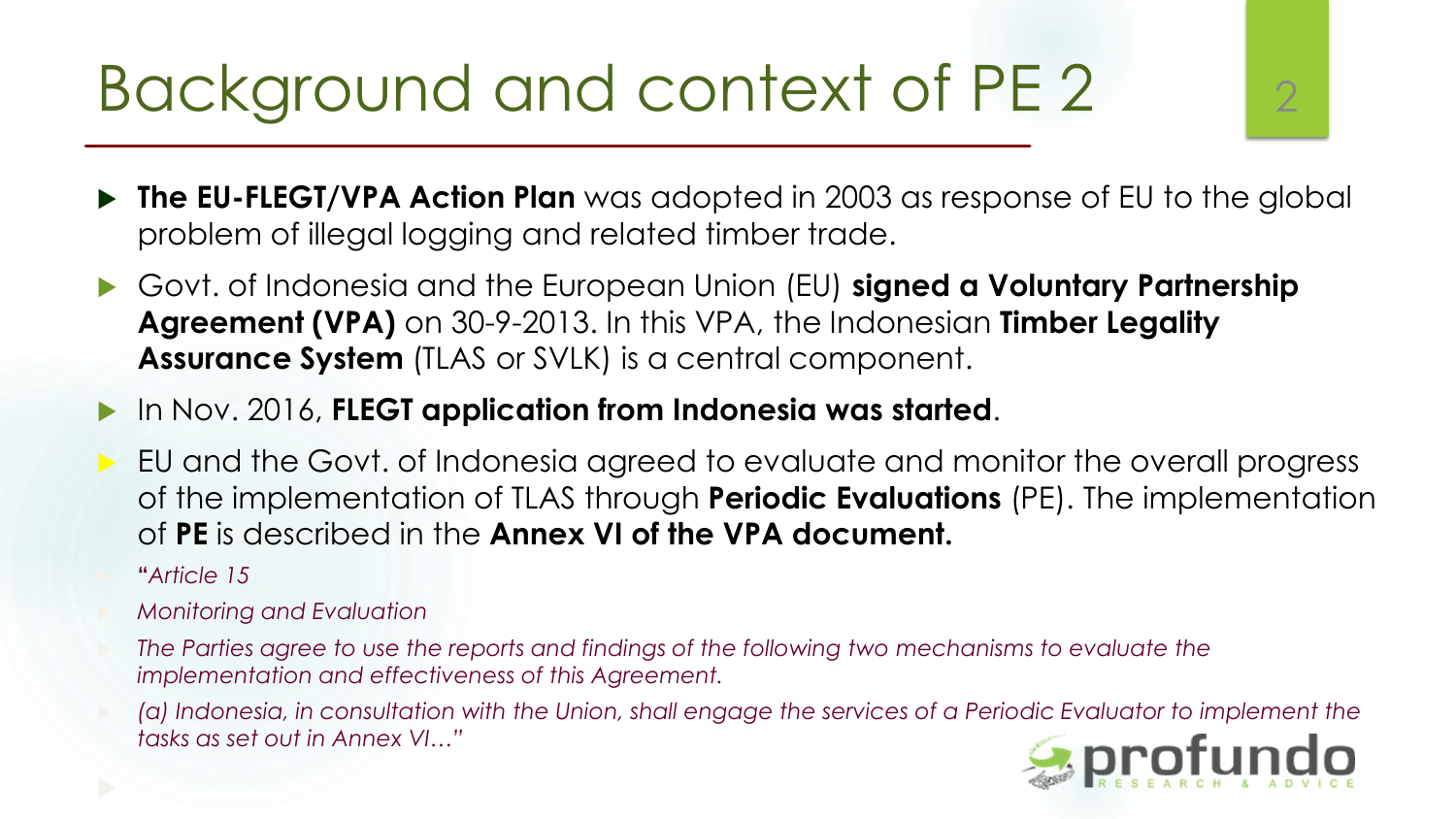# Background and context of PE 2

- **The EU-FLEGT/VPA Action Plan** was adopted in 2003 as response of EU to the global problem of illegal logging and related timber trade.
- Govt. of Indonesia and the European Union (EU) **signed a Voluntary Partnership Agreement (VPA)** on 30-9-2013. In this VPA, the Indonesian **Timber Legality Assurance System** (TLAS or SVLK) is a central component.
- In Nov. 2016, **FLEGT application from Indonesia was started**.
- EU and the Govt. of Indonesia agreed to evaluate and monitor the overall progress of the implementation of TLAS through **Periodic Evaluations** (PE). The implementation of **PE** is described in the **Annex VI of the VPA document.**
  - **"***Article 15*
  - *Monitoring and Evaluation*
  - *The Parties agree to use the reports and findings of the following two mechanisms to evaluate the implementation and effectiveness of this Agreement.*
  - *(a) Indonesia, in consultation with the Union, shall engage the services of a Periodic Evaluator to implement the tasks as set out in Annex VI…"*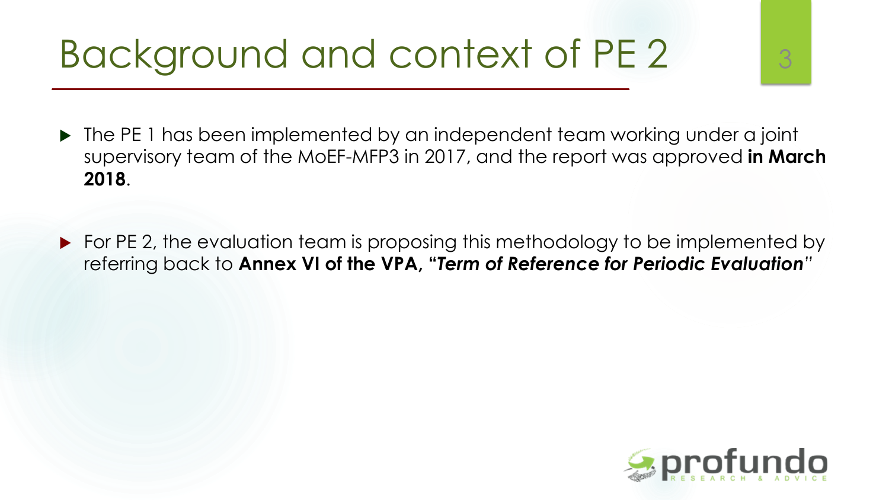# Background and context of PE 2

- The PE 1 has been implemented by an independent team working under a joint supervisory team of the MoEF-MFP3 in 2017, and the report was approved **in March 2018**.
- For PE 2, the evaluation team is proposing this methodology to be implemented by referring back to **Annex VI of the VPA, "*Term of Reference for Periodic Evaluation*"**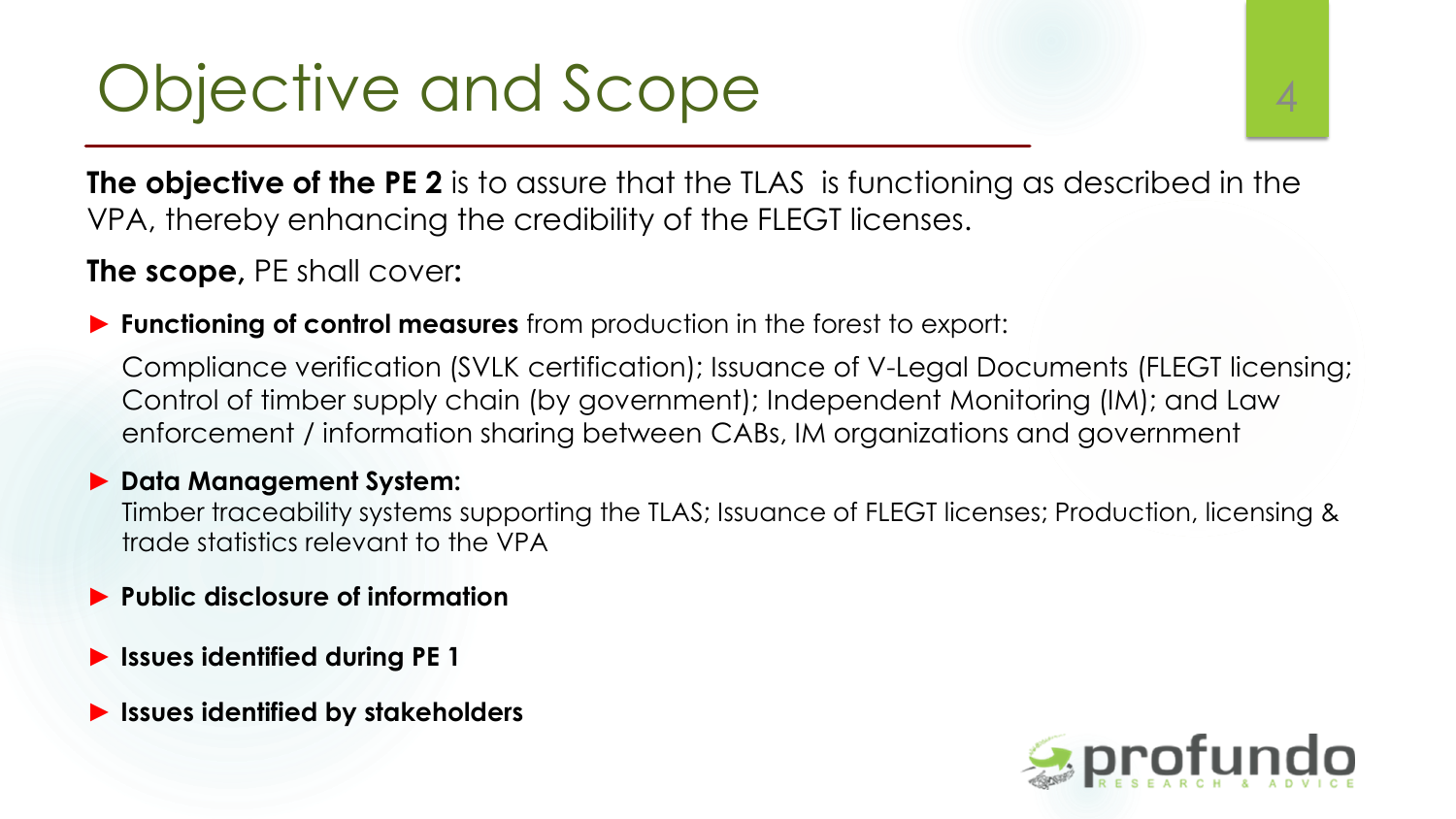# Objective and Scope

**The objective of the PE 2** is to assure that the TLAS is functioning as described in the VPA, thereby enhancing the credibility of the FLEGT licenses.

**The scope,** PE shall cover**:**

- **Functioning of control measures** from production in the forest to export:

  Compliance verification (SVLK certification); Issuance of V-Legal Documents (FLEGT licensing; Control of timber supply chain (by government); Independent Monitoring (IM); and Law enforcement / information sharing between CABs, IM organizations and government

- **Data Management System:**
  Timber traceability systems supporting the TLAS; Issuance of FLEGT licenses; Production, licensing & trade statistics relevant to the VPA

- **Public disclosure of information**

- **Issues identified during PE 1**

- **Issues identified by stakeholders**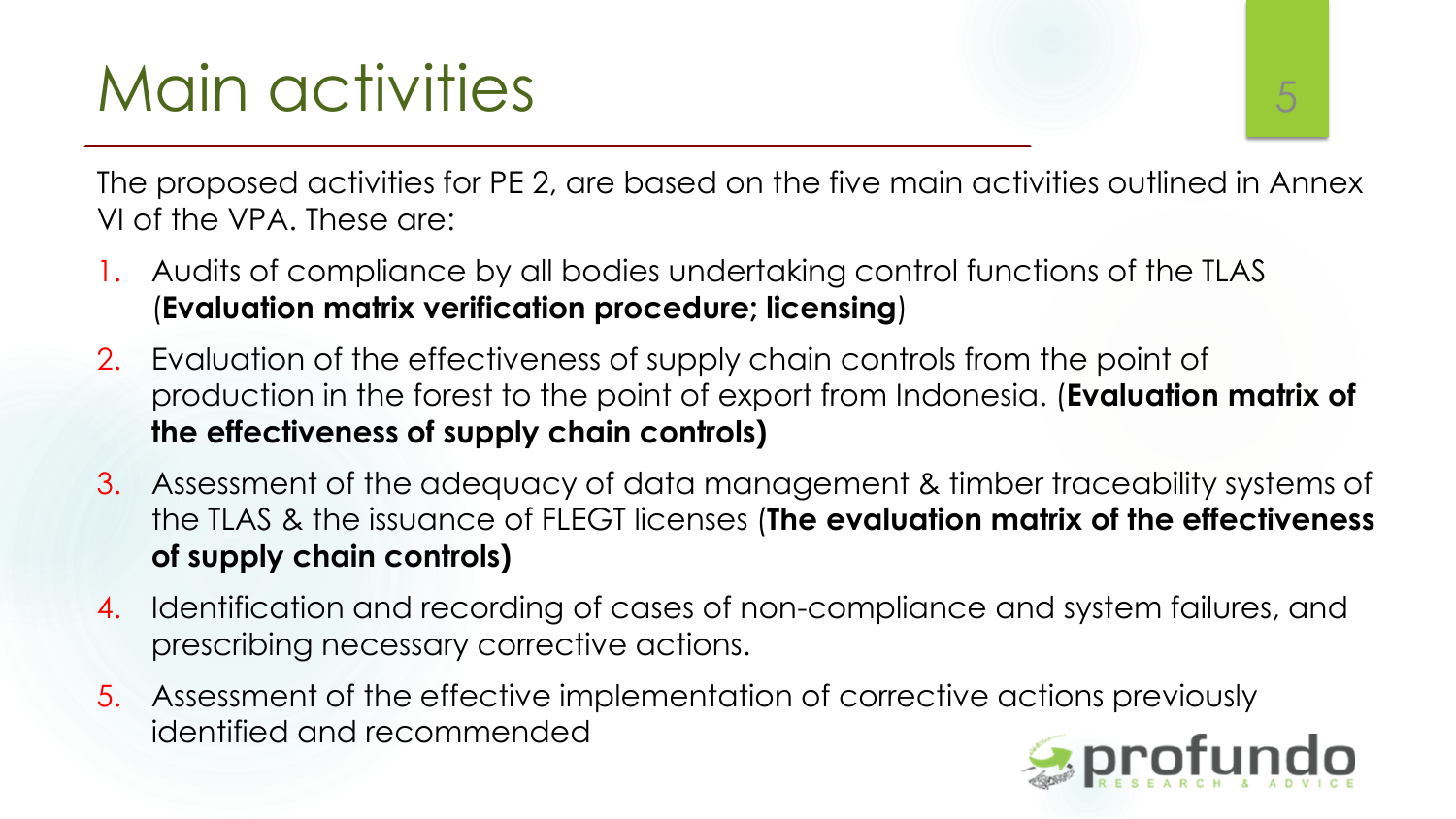# Main activities

The proposed activities for PE 2, are based on the five main activities outlined in Annex VI of the VPA. These are:

1. Audits of compliance by all bodies undertaking control functions of the TLAS (**Evaluation matrix verification procedure; licensing**)
2. Evaluation of the effectiveness of supply chain controls from the point of production in the forest to the point of export from Indonesia. (**Evaluation matrix of the effectiveness of supply chain controls)**
3. Assessment of the adequacy of data management & timber traceability systems of the TLAS & the issuance of FLEGT licenses (**The evaluation matrix of the effectiveness of supply chain controls)**
4. Identification and recording of cases of non-compliance and system failures, and prescribing necessary corrective actions.
5. Assessment of the effective implementation of corrective actions previously identified and recommended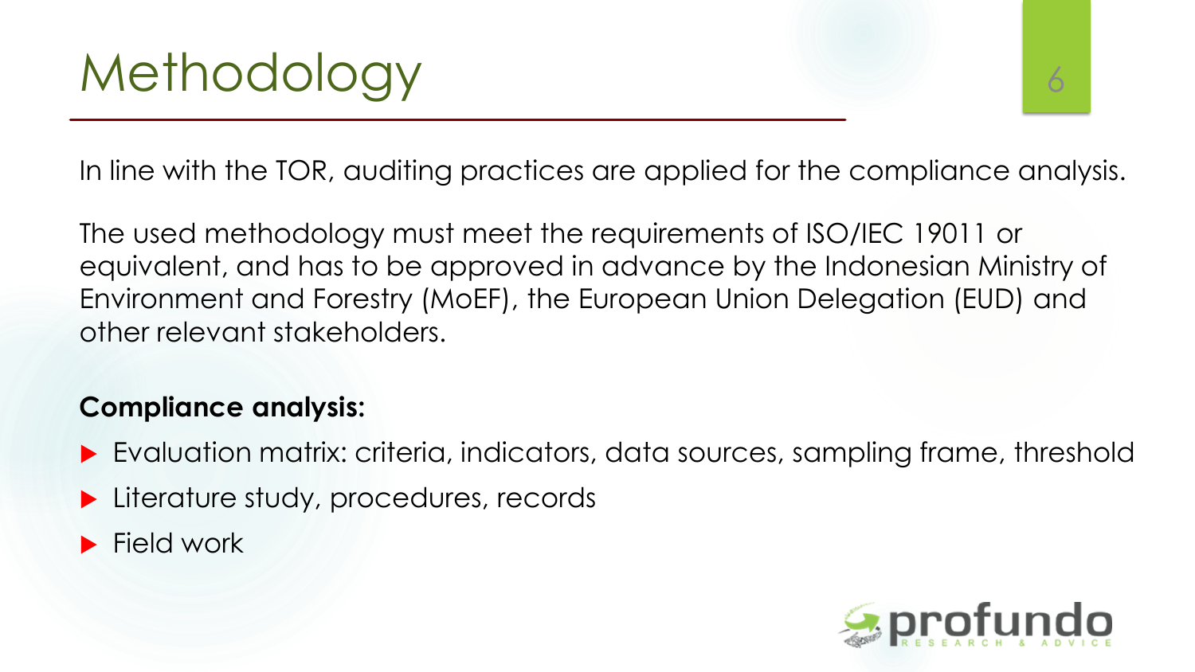# Methodology

In line with the TOR, auditing practices are applied for the compliance analysis.

The used methodology must meet the requirements of ISO/IEC 19011 or equivalent, and has to be approved in advance by the Indonesian Ministry of Environment and Forestry (MoEF), the European Union Delegation (EUD) and other relevant stakeholders.

**Compliance analysis:**

- Evaluation matrix: criteria, indicators, data sources, sampling frame, threshold
- Literature study, procedures, records
- Field work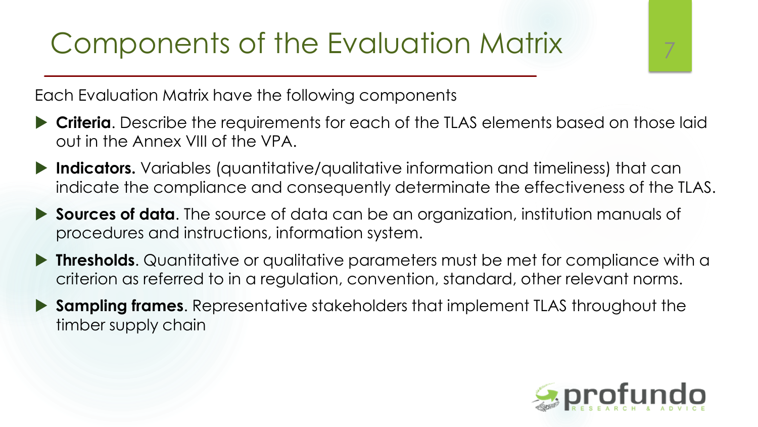# Components of the Evaluation Matrix

Each Evaluation Matrix have the following components

- **Criteria**. Describe the requirements for each of the TLAS elements based on those laid out in the Annex VIII of the VPA.
- **Indicators.** Variables (quantitative/qualitative information and timeliness) that can indicate the compliance and consequently determinate the effectiveness of the TLAS.
- **Sources of data**. The source of data can be an organization, institution manuals of procedures and instructions, information system.
- **Thresholds**. Quantitative or qualitative parameters must be met for compliance with a criterion as referred to in a regulation, convention, standard, other relevant norms.
- **Sampling frames**. Representative stakeholders that implement TLAS throughout the timber supply chain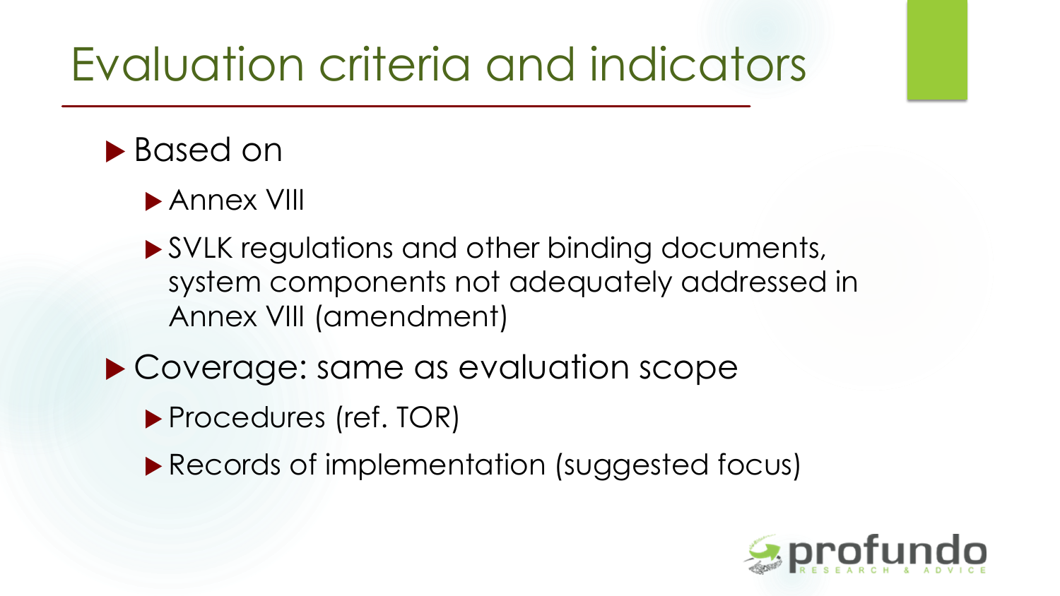# Evaluation criteria and indicators

- Based on
  - Annex VIII
  - SVLK regulations and other binding documents, system components not adequately addressed in Annex VIII (amendment)
- Coverage: same as evaluation scope
  - Procedures (ref. TOR)
  - Records of implementation (suggested focus)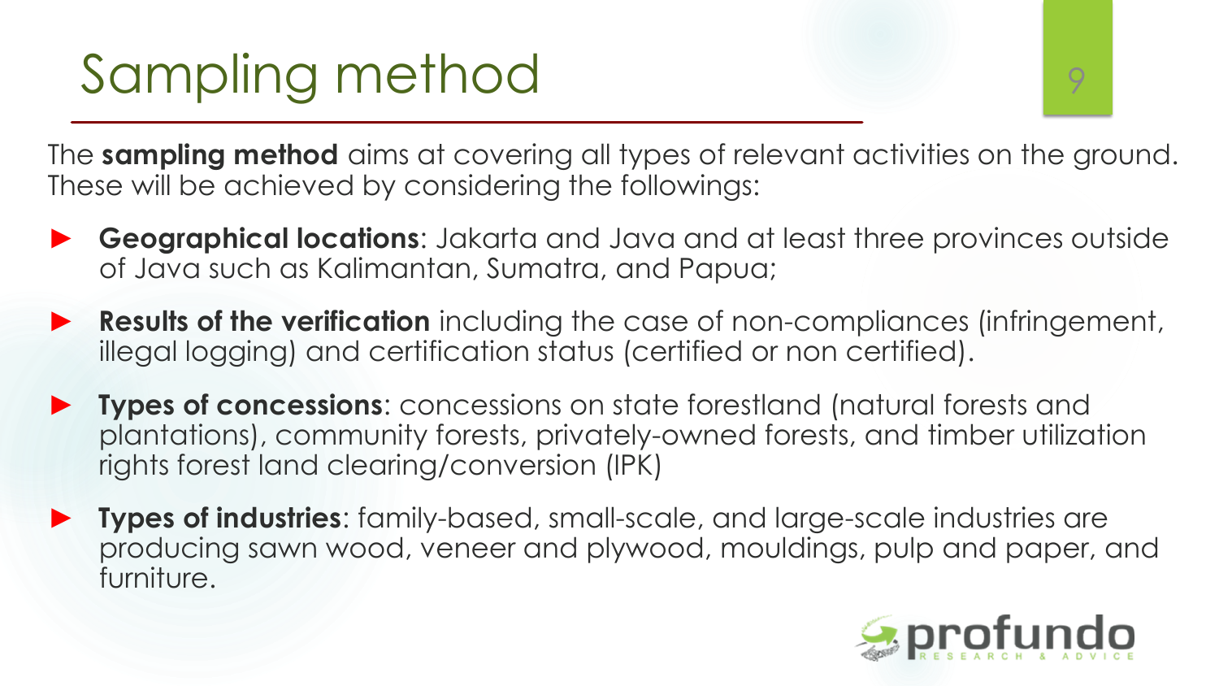# Sampling method

The **sampling method** aims at covering all types of relevant activities on the ground. These will be achieved by considering the followings:

- **Geographical locations**: Jakarta and Java and at least three provinces outside of Java such as Kalimantan, Sumatra, and Papua;
- **Results of the verification** including the case of non-compliances (infringement, illegal logging) and certification status (certified or non certified).
- **Types of concessions**: concessions on state forestland (natural forests and plantations), community forests, privately-owned forests, and timber utilization rights forest land clearing/conversion (IPK)
- **Types of industries**: family-based, small-scale, and large-scale industries are producing sawn wood, veneer and plywood, mouldings, pulp and paper, and furniture.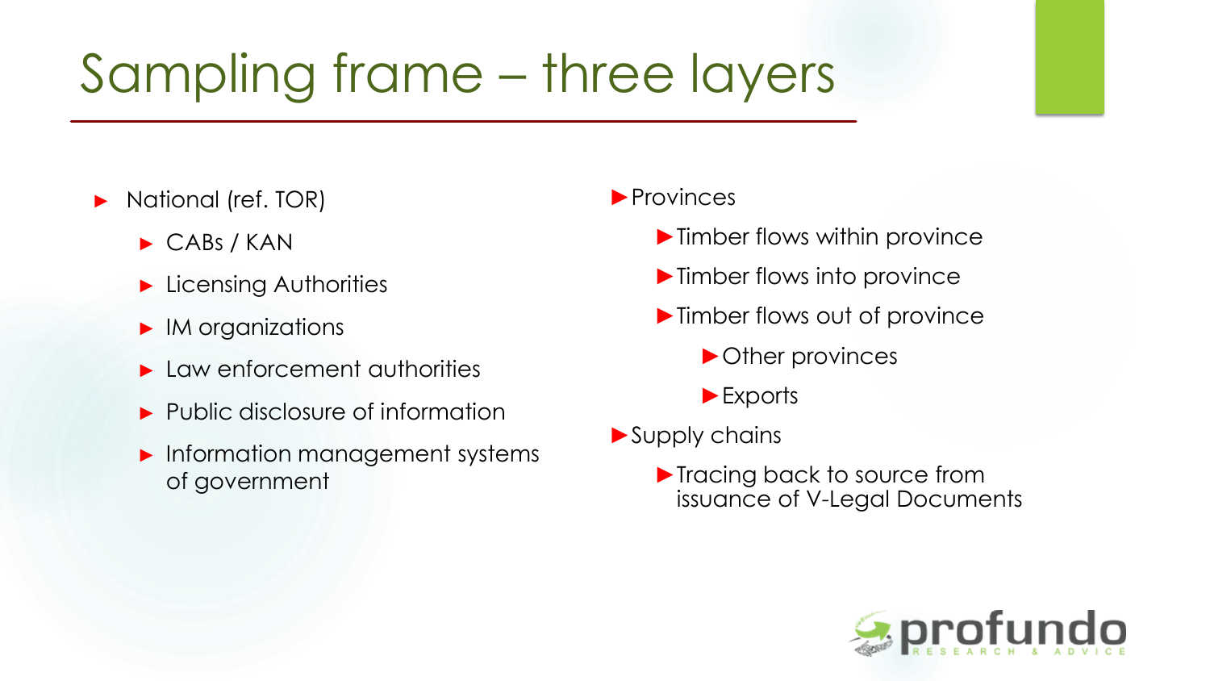# Sampling frame – three layers

- National (ref. TOR)
  - CABs / KAN
  - Licensing Authorities
  - IM organizations
  - Law enforcement authorities
  - Public disclosure of information
  - Information management systems of government

- Provinces
  - Timber flows within province
  - Timber flows into province
  - Timber flows out of province
    - Other provinces
    - Exports
- Supply chains
  - Tracing back to source from issuance of V-Legal Documents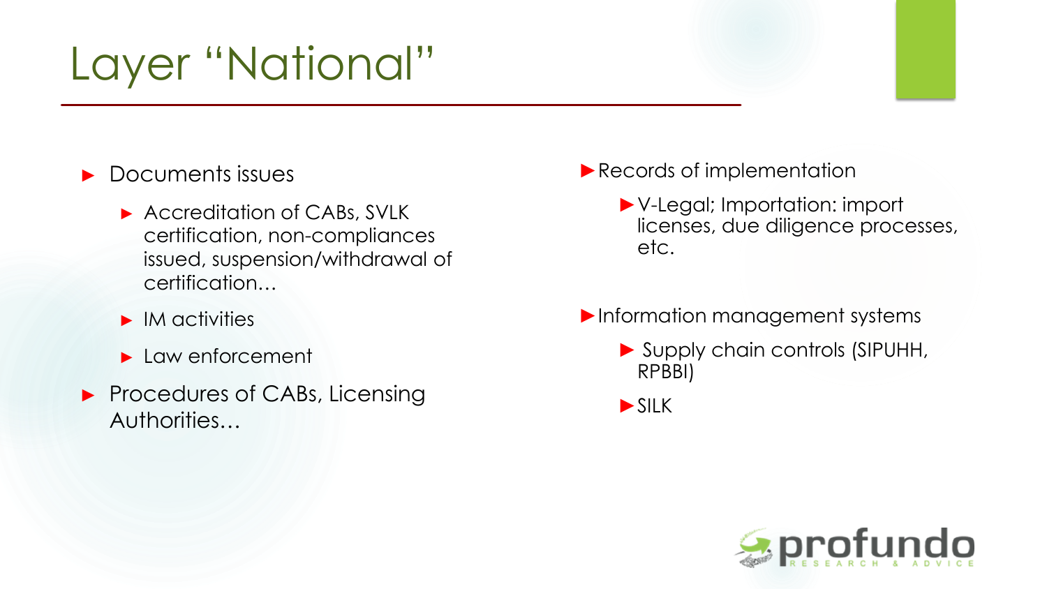# Layer "National"

- Documents issues
  - Accreditation of CABs, SVLK certification, non-compliances issued, suspension/withdrawal of certification…
  - IM activities
  - Law enforcement
- Procedures of CABs, Licensing Authorities…

- Records of implementation
  - V-Legal; Importation: import licenses, due diligence processes, etc.
- Information management systems
  - Supply chain controls (SIPUHH, RPBBI)
  - SILK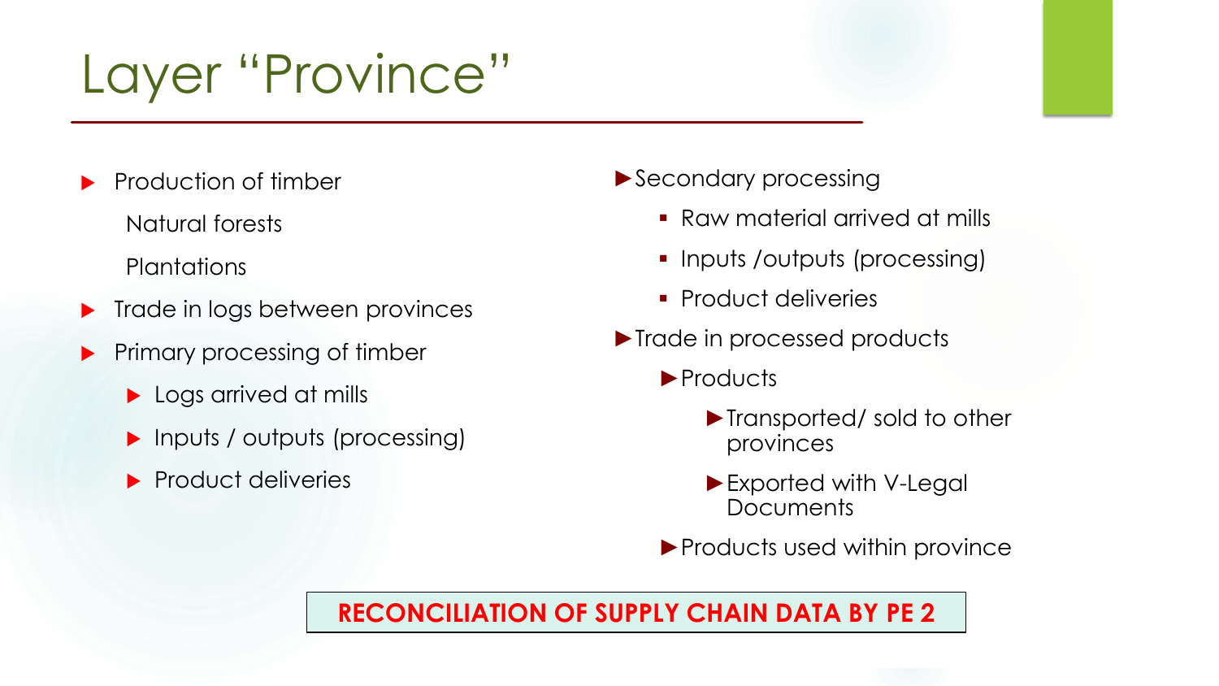# Layer "Province"

- Production of timber
  - Natural forests
  - Plantations
- Trade in logs between provinces
- Primary processing of timber
  - Logs arrived at mills
  - Inputs / outputs (processing)
  - Product deliveries
- Secondary processing
  - Raw material arrived at mills
  - Inputs /outputs (processing)
  - Product deliveries
- Trade in processed products
  - Products
    - Transported/ sold to other provinces
    - Exported with V-Legal Documents
  - Products used within province

**RECONCILIATION OF SUPPLY CHAIN DATA BY PE 2**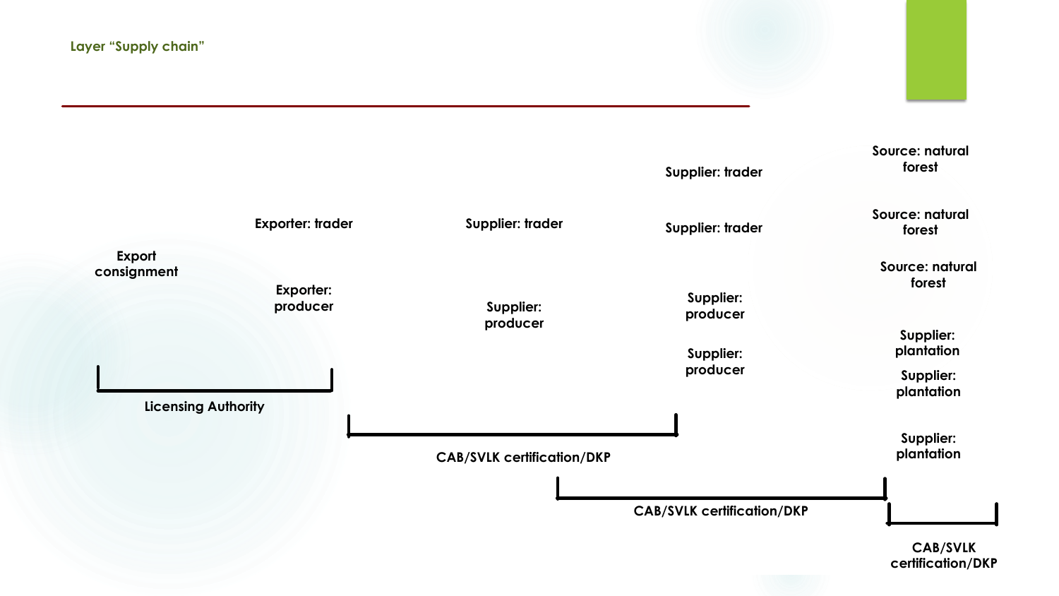Layer “Supply chain”

Export consignment

Exporter: trader

Exporter: producer

Supplier: trader

Supplier: producer

Supplier: trader

Supplier: trader

Supplier: producer

Supplier: producer

Source: natural forest

Source: natural forest

Source: natural forest

Supplier: plantation

Supplier: plantation

Supplier: plantation

Licensing Authority

CAB/SVLK certification/DKP

CAB/SVLK certification/DKP

CAB/SVLK certification/DKP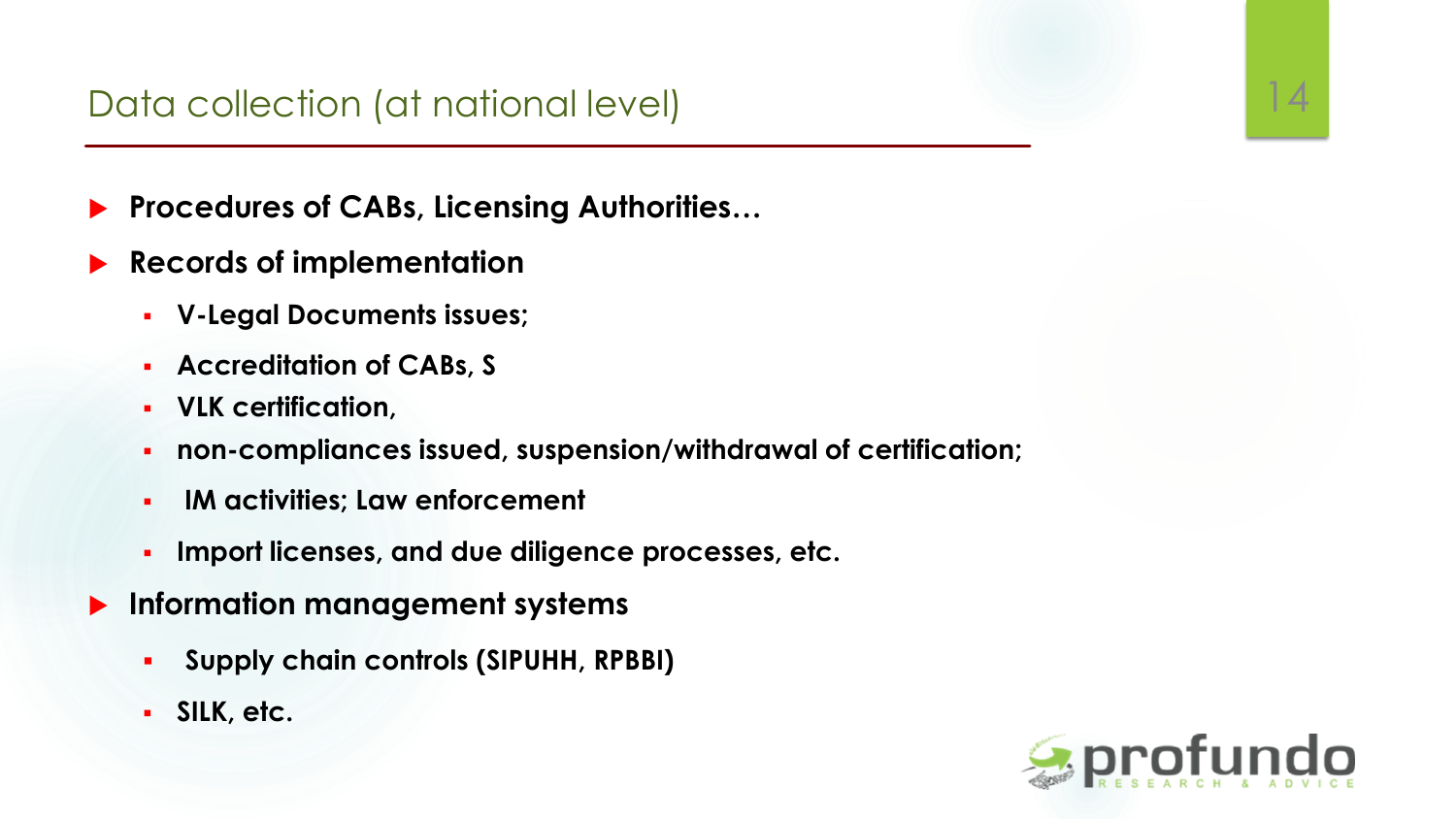## Data collection (at national level)

- **Procedures of CABs, Licensing Authorities…**
- **Records of implementation**
  - **V-Legal Documents issues;**
  - **Accreditation of CABs, S**
  - **VLK certification,**
  - **non-compliances issued, suspension/withdrawal of certification;**
  - **IM activities; Law enforcement**
  - **Import licenses, and due diligence processes, etc.**
- **Information management systems**
  - **Supply chain controls (SIPUHH, RPBBI)**
  - **SILK, etc.**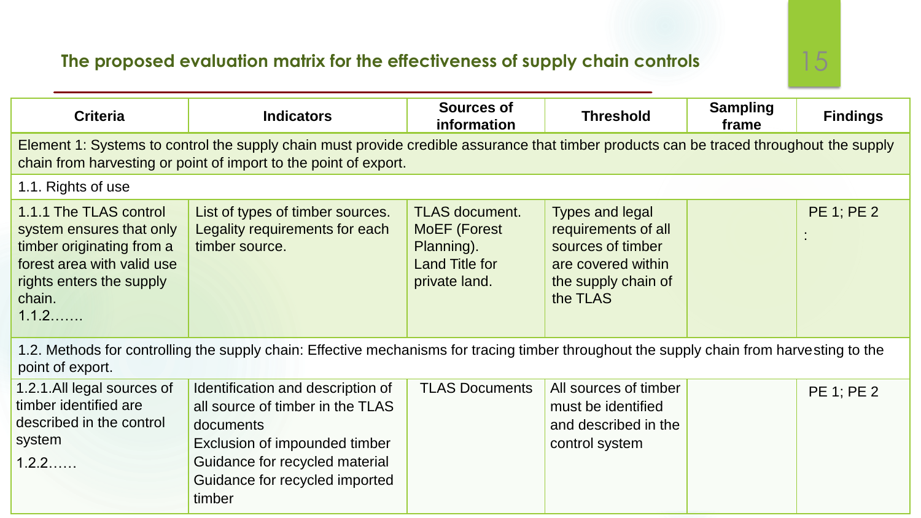## The proposed evaluation matrix for the effectiveness of supply chain controls

| Criteria | Indicators | Sources of information | Threshold | Sampling frame | Findings |
|---|---|---|---|---|---|
| Element 1: Systems to control the supply chain must provide credible assurance that timber products can be traced throughout the supply chain from harvesting or point of import to the point of export. | | | | | |
| 1.1. Rights of use | | | | | |
| 1.1.1 The TLAS control system ensures that only timber originating from a forest area with valid use rights enters the supply chain.<br>1.1.2……. | List of types of timber sources.<br>Legality requirements for each timber source. | TLAS document.<br>MoEF (Forest Planning).<br>Land Title for private land. | Types and legal requirements of all sources of timber are covered within the supply chain of the TLAS | | PE 1; PE 2<br>: |
| 1.2. Methods for controlling the supply chain: Effective mechanisms for tracing timber throughout the supply chain from harvesting to the point of export. | | | | | |
| 1.2.1.All legal sources of timber identified are described in the control system<br>1.2.2…… | Identification and description of all source of timber in the TLAS documents<br>Exclusion of impounded timber<br>Guidance for recycled material<br>Guidance for recycled imported timber | TLAS Documents | All sources of timber must be identified and described in the control system | | PE 1; PE 2 |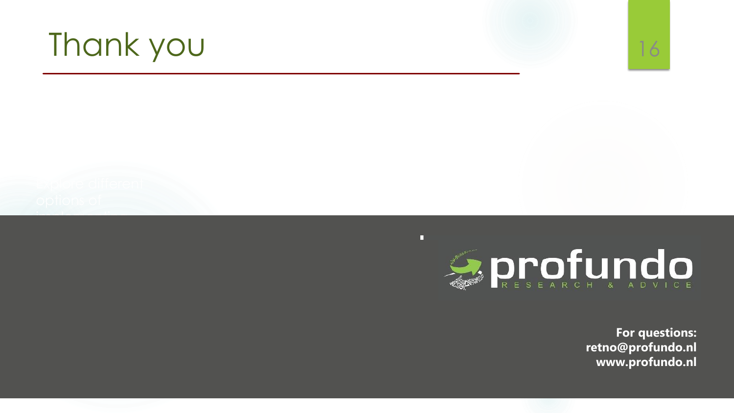# Thank you

**For questions:**
**retno@profundo.nl**
**www.profundo.nl**